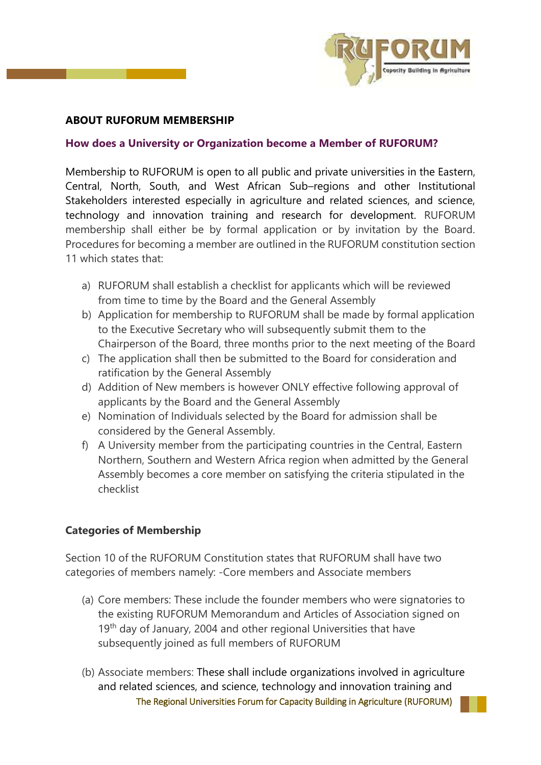## ABOUT RUFORUM MEMBERSHIP

### How does a University or Organization become a Member of RUFORUM?

Membership to RUFORUM is open to all public and private universities in the Eastern, Central, North, South, and West African Sub–regions and other Institutional Stakeholders interested especially in agriculture and related sciences, and science, technology and innovation training and research for development. RUFORUM membership shall either be by formal application or by invitation by the Board. Procedures for becoming a member are outlined in the RUFORUM constitution section 11 which states that:

a) RUFORUM shall establish a checklist for applicants which will be reviewed from time to time by the Board and the General Assembly
b) Application for membership to RUFORUM shall be made by formal application to the Executive Secretary who will subsequently submit them to the Chairperson of the Board, three months prior to the next meeting of the Board
c) The application shall then be submitted to the Board for consideration and ratification by the General Assembly
d) Addition of New members is however ONLY effective following approval of applicants by the Board and the General Assembly
e) Nomination of Individuals selected by the Board for admission shall be considered by the General Assembly.
f) A University member from the participating countries in the Central, Eastern Northern, Southern and Western Africa region when admitted by the General Assembly becomes a core member on satisfying the criteria stipulated in the checklist

### Categories of Membership

Section 10 of the RUFORUM Constitution states that RUFORUM shall have two categories of members namely: -Core members and Associate members

(a) Core members: These include the founder members who were signatories to the existing RUFORUM Memorandum and Articles of Association signed on 19th day of January, 2004 and other regional Universities that have subsequently joined as full members of RUFORUM

(b) Associate members: These shall include organizations involved in agriculture and related sciences, and science, technology and innovation training and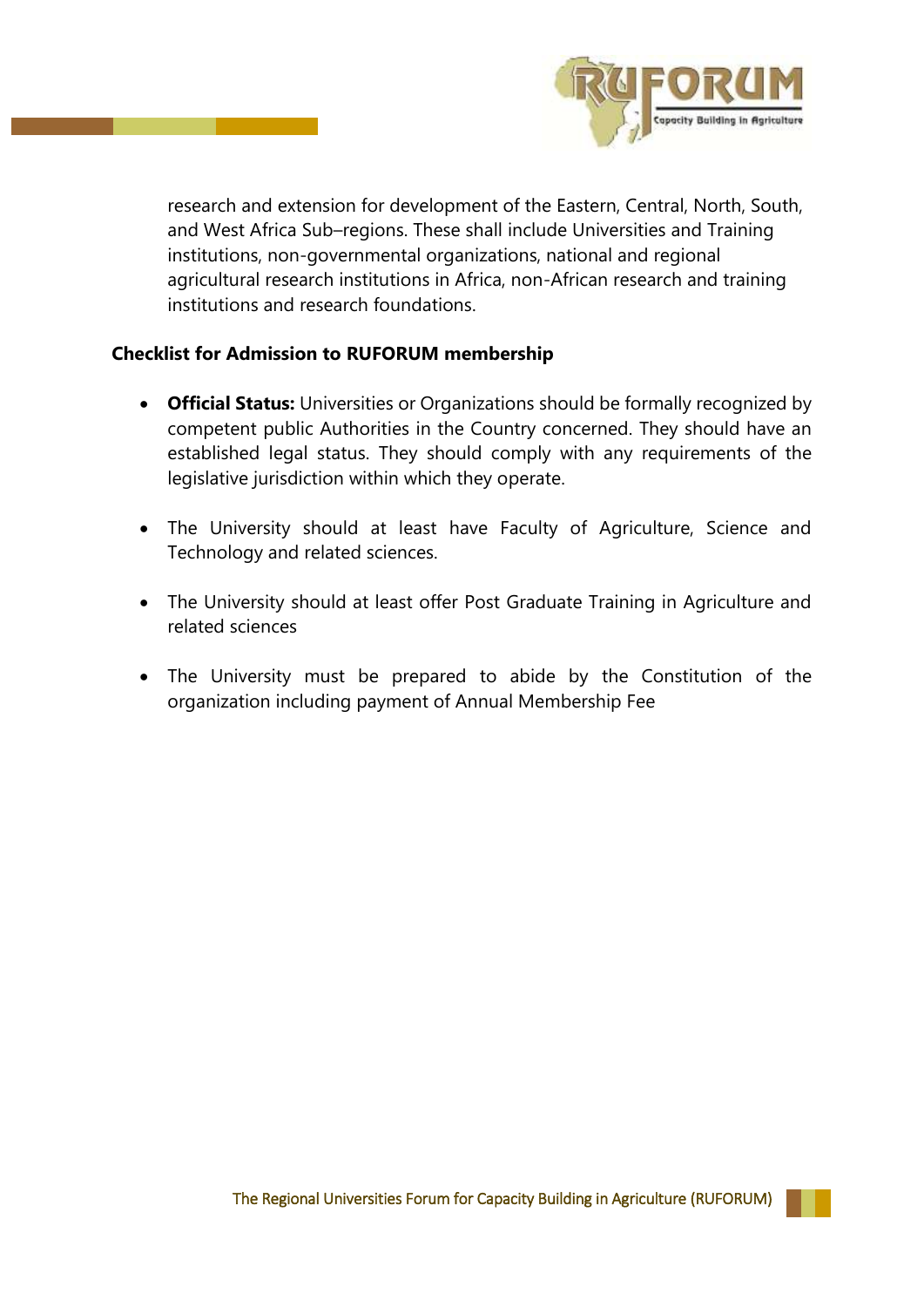research and extension for development of the Eastern, Central, North, South, and West Africa Sub–regions. These shall include Universities and Training institutions, non-governmental organizations, national and regional agricultural research institutions in Africa, non-African research and training institutions and research foundations.

**Checklist for Admission to RUFORUM membership**

- **Official Status:** Universities or Organizations should be formally recognized by competent public Authorities in the Country concerned. They should have an established legal status. They should comply with any requirements of the legislative jurisdiction within which they operate.

- The University should at least have Faculty of Agriculture, Science and Technology and related sciences.

- The University should at least offer Post Graduate Training in Agriculture and related sciences

- The University must be prepared to abide by the Constitution of the organization including payment of Annual Membership Fee